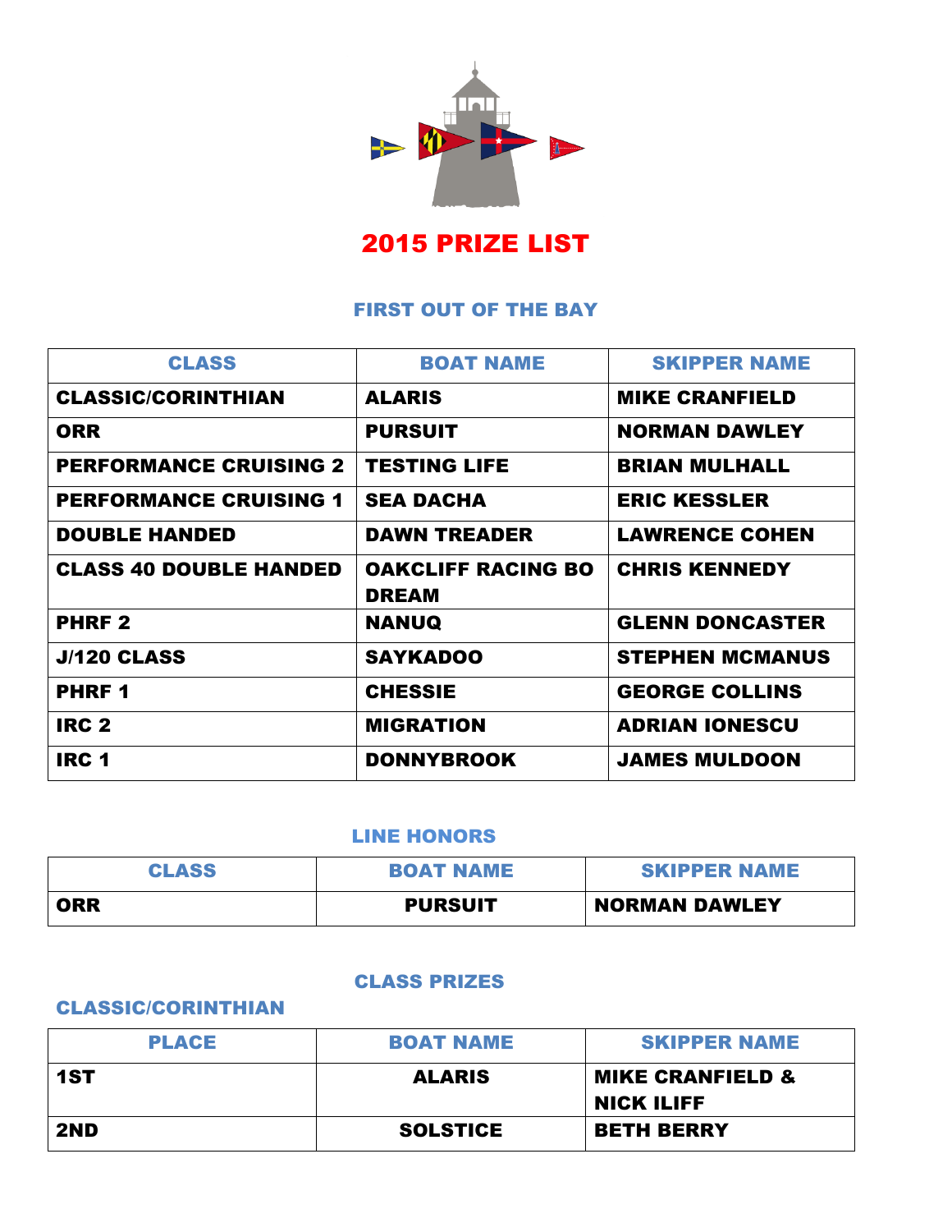# 2015 PRIZE LIST

## FIRST OUT OF THE BAY

| CLASS | BOAT NAME | SKIPPER NAME |
|---|---|---|
| CLASSIC/CORINTHIAN | ALARIS | MIKE CRANFIELD |
| ORR | PURSUIT | NORMAN DAWLEY |
| PERFORMANCE CRUISING 2 | TESTING LIFE | BRIAN MULHALL |
| PERFORMANCE CRUISING 1 | SEA DACHA | ERIC KESSLER |
| DOUBLE HANDED | DAWN TREADER | LAWRENCE COHEN |
| CLASS 40 DOUBLE HANDED | OAKCLIFF RACING BO DREAM | CHRIS KENNEDY |
| PHRF 2 | NANUQ | GLENN DONCASTER |
| J/120 CLASS | SAYKADOO | STEPHEN MCMANUS |
| PHRF 1 | CHESSIE | GEORGE COLLINS |
| IRC 2 | MIGRATION | ADRIAN IONESCU |
| IRC 1 | DONNYBROOK | JAMES MULDOON |

## LINE HONORS

| CLASS | BOAT NAME | SKIPPER NAME |
|---|---|---|
| ORR | PURSUIT | NORMAN DAWLEY |

## CLASS PRIZES

### CLASSIC/CORINTHIAN

| PLACE | BOAT NAME | SKIPPER NAME |
|---|---|---|
| 1ST | ALARIS | MIKE CRANFIELD & NICK ILIFF |
| 2ND | SOLSTICE | BETH BERRY |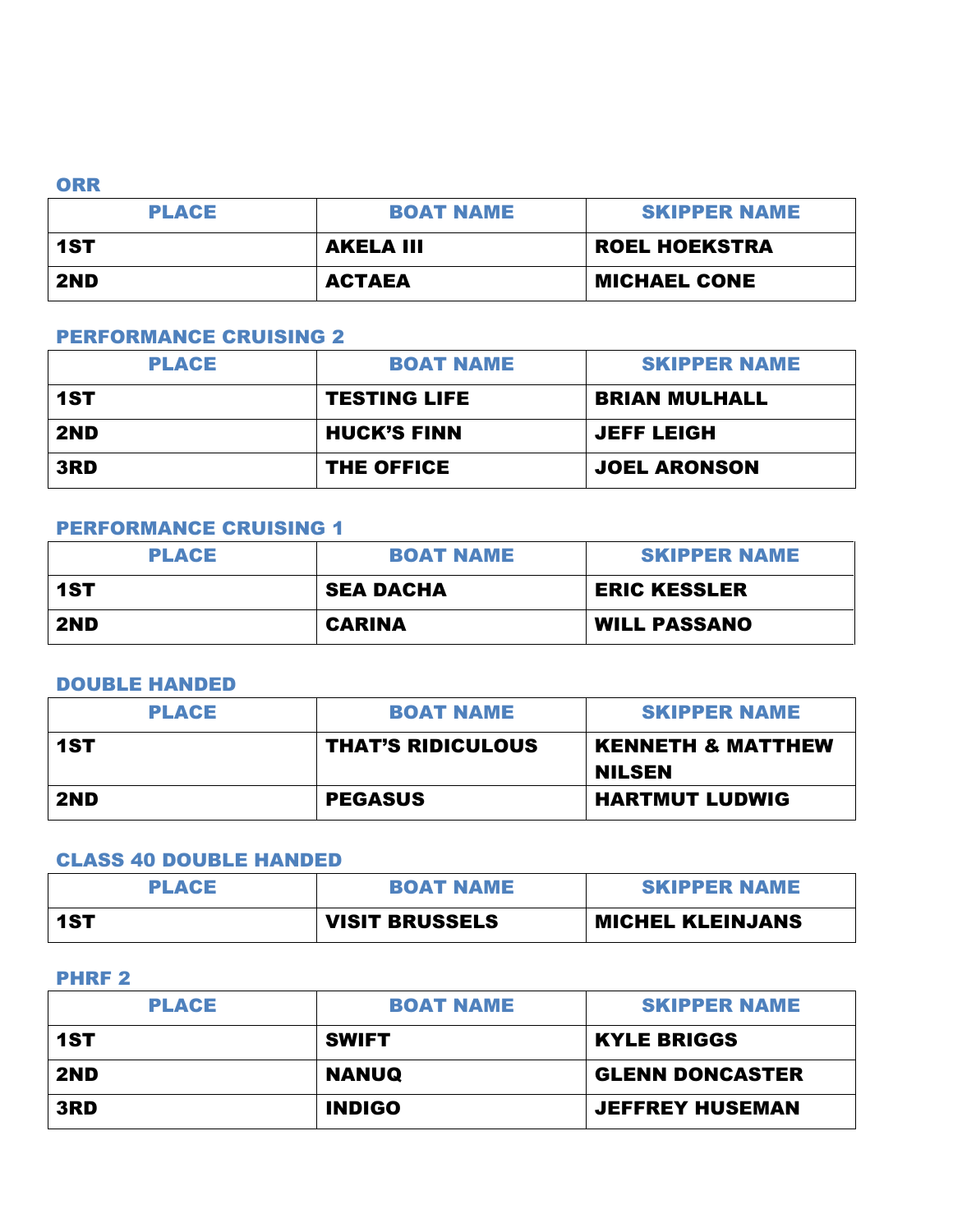### ORR

| PLACE | BOAT NAME | SKIPPER NAME |
|---|---|---|
| **1ST** | **AKELA III** | **ROEL HOEKSTRA** |
| **2ND** | **ACTAEA** | **MICHAEL CONE** |

### PERFORMANCE CRUISING 2

| PLACE | BOAT NAME | SKIPPER NAME |
|---|---|---|
| **1ST** | **TESTING LIFE** | **BRIAN MULHALL** |
| **2ND** | **HUCK'S FINN** | **JEFF LEIGH** |
| **3RD** | **THE OFFICE** | **JOEL ARONSON** |

### PERFORMANCE CRUISING 1

| PLACE | BOAT NAME | SKIPPER NAME |
|---|---|---|
| **1ST** | **SEA DACHA** | **ERIC KESSLER** |
| **2ND** | **CARINA** | **WILL PASSANO** |

### DOUBLE HANDED

| PLACE | BOAT NAME | SKIPPER NAME |
|---|---|---|
| **1ST** | **THAT'S RIDICULOUS** | **KENNETH & MATTHEW NILSEN** |
| **2ND** | **PEGASUS** | **HARTMUT LUDWIG** |

### CLASS 40 DOUBLE HANDED

| PLACE | BOAT NAME | SKIPPER NAME |
|---|---|---|
| **1ST** | **VISIT BRUSSELS** | **MICHEL KLEINJANS** |

### PHRF 2

| PLACE | BOAT NAME | SKIPPER NAME |
|---|---|---|
| **1ST** | **SWIFT** | **KYLE BRIGGS** |
| **2ND** | **NANUQ** | **GLENN DONCASTER** |
| **3RD** | **INDIGO** | **JEFFREY HUSEMAN** |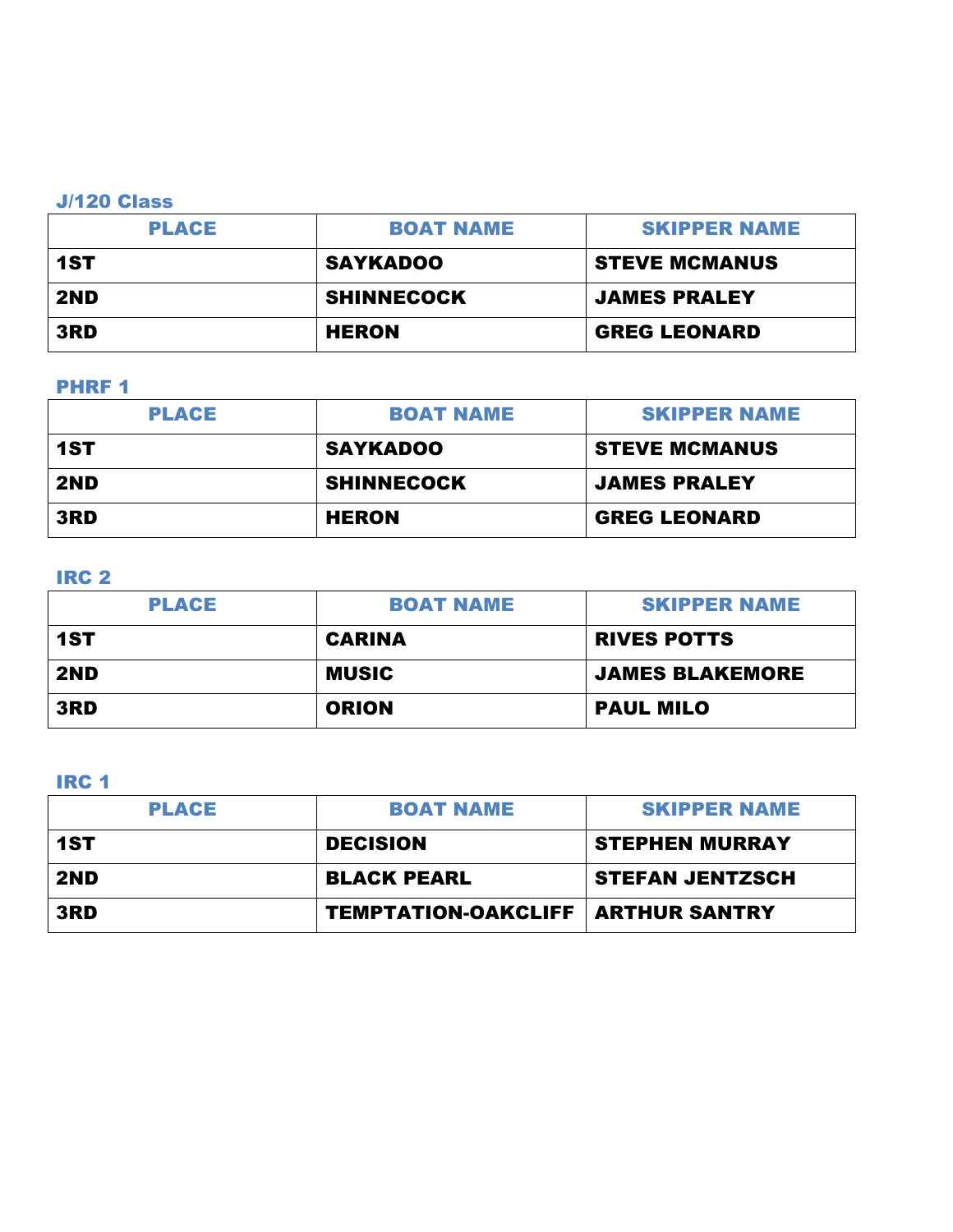### J/120 Class

| PLACE | BOAT NAME | SKIPPER NAME |
|---|---|---|
| 1ST | SAYKADOO | STEVE MCMANUS |
| 2ND | SHINNECOCK | JAMES PRALEY |
| 3RD | HERON | GREG LEONARD |

### PHRF 1

| PLACE | BOAT NAME | SKIPPER NAME |
|---|---|---|
| 1ST | SAYKADOO | STEVE MCMANUS |
| 2ND | SHINNECOCK | JAMES PRALEY |
| 3RD | HERON | GREG LEONARD |

### IRC 2

| PLACE | BOAT NAME | SKIPPER NAME |
|---|---|---|
| 1ST | CARINA | RIVES POTTS |
| 2ND | MUSIC | JAMES BLAKEMORE |
| 3RD | ORION | PAUL MILO |

### IRC 1

| PLACE | BOAT NAME | SKIPPER NAME |
|---|---|---|
| 1ST | DECISION | STEPHEN MURRAY |
| 2ND | BLACK PEARL | STEFAN JENTZSCH |
| 3RD | TEMPTATION-OAKCLIFF | ARTHUR SANTRY |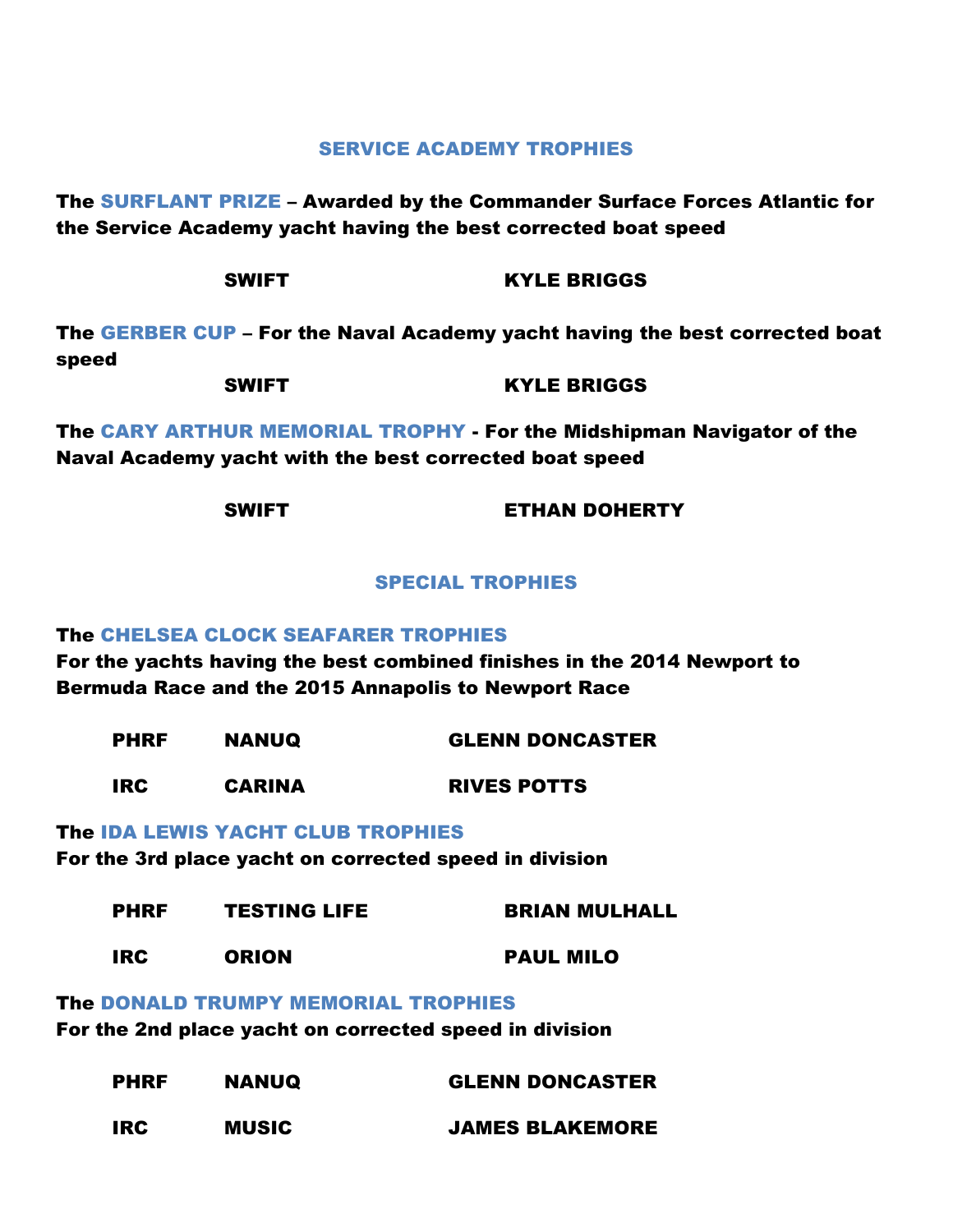## SERVICE ACADEMY TROPHIES

**The SURFLANT PRIZE – Awarded by the Commander Surface Forces Atlantic for the Service Academy yacht having the best corrected boat speed**

| | |
|---|---|
| **SWIFT** | **KYLE BRIGGS** |

**The GERBER CUP – For the Naval Academy yacht having the best corrected boat speed**

| | |
|---|---|
| **SWIFT** | **KYLE BRIGGS** |

**The CARY ARTHUR MEMORIAL TROPHY - For the Midshipman Navigator of the Naval Academy yacht with the best corrected boat speed**

| | |
|---|---|
| **SWIFT** | **ETHAN DOHERTY** |

## SPECIAL TROPHIES

**The CHELSEA CLOCK SEAFARER TROPHIES**

**For the yachts having the best combined finishes in the 2014 Newport to Bermuda Race and the 2015 Annapolis to Newport Race**

| | | |
|---|---|---|
| **PHRF** | **NANUQ** | **GLENN DONCASTER** |
| **IRC** | **CARINA** | **RIVES POTTS** |

**The IDA LEWIS YACHT CLUB TROPHIES**

**For the 3rd place yacht on corrected speed in division**

| | | |
|---|---|---|
| **PHRF** | **TESTING LIFE** | **BRIAN MULHALL** |
| **IRC** | **ORION** | **PAUL MILO** |

**The DONALD TRUMPY MEMORIAL TROPHIES**

**For the 2nd place yacht on corrected speed in division**

| | | |
|---|---|---|
| **PHRF** | **NANUQ** | **GLENN DONCASTER** |
| **IRC** | **MUSIC** | **JAMES BLAKEMORE** |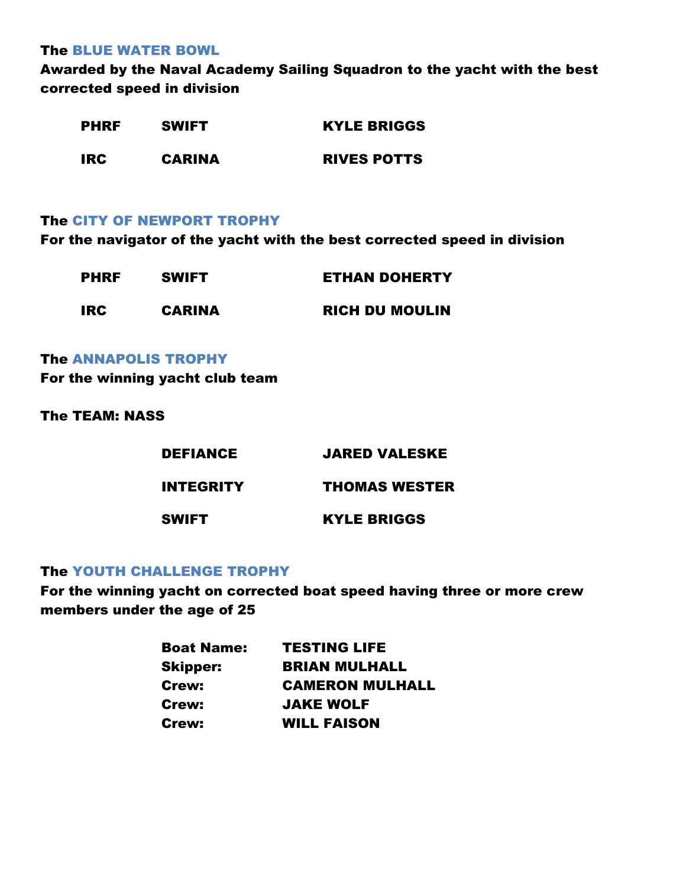### The BLUE WATER BOWL

**Awarded by the Naval Academy Sailing Squadron to the yacht with the best corrected speed in division**

| | | |
|---|---|---|
| **PHRF** | **SWIFT** | **KYLE BRIGGS** |
| **IRC** | **CARINA** | **RIVES POTTS** |

### The CITY OF NEWPORT TROPHY

**For the navigator of the yacht with the best corrected speed in division**

| | | |
|---|---|---|
| **PHRF** | **SWIFT** | **ETHAN DOHERTY** |
| **IRC** | **CARINA** | **RICH DU MOULIN** |

### The ANNAPOLIS TROPHY

**For the winning yacht club team**

**The TEAM: NASS**

| | |
|---|---|
| **DEFIANCE** | **JARED VALESKE** |
| **INTEGRITY** | **THOMAS WESTER** |
| **SWIFT** | **KYLE BRIGGS** |

### The YOUTH CHALLENGE TROPHY

**For the winning yacht on corrected boat speed having three or more crew members under the age of 25**

| | |
|---|---|
| **Boat Name:** | **TESTING LIFE** |
| **Skipper:** | **BRIAN MULHALL** |
| **Crew:** | **CAMERON MULHALL** |
| **Crew:** | **JAKE WOLF** |
| **Crew:** | **WILL FAISON** |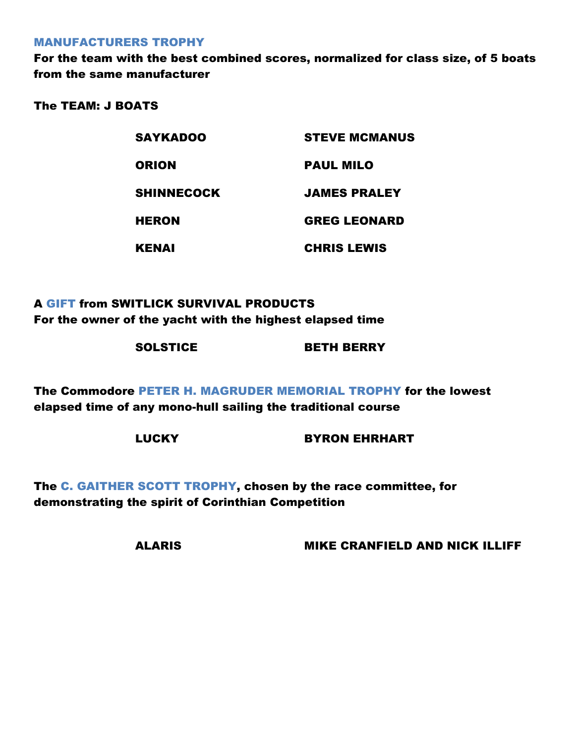## MANUFACTURERS TROPHY

**For the team with the best combined scores, normalized for class size, of 5 boats from the same manufacturer**

**The TEAM: J BOATS**

| | |
|---|---|
| **SAYKADOO** | **STEVE MCMANUS** |
| **ORION** | **PAUL MILO** |
| **SHINNECOCK** | **JAMES PRALEY** |
| **HERON** | **GREG LEONARD** |
| **KENAI** | **CHRIS LEWIS** |

**A GIFT from SWITLICK SURVIVAL PRODUCTS**
**For the owner of the yacht with the highest elapsed time**

| | |
|---|---|
| **SOLSTICE** | **BETH BERRY** |

**The Commodore PETER H. MAGRUDER MEMORIAL TROPHY for the lowest elapsed time of any mono-hull sailing the traditional course**

| | |
|---|---|
| **LUCKY** | **BYRON EHRHART** |

**The C. GAITHER SCOTT TROPHY, chosen by the race committee, for demonstrating the spirit of Corinthian Competition**

| | |
|---|---|
| **ALARIS** | **MIKE CRANFIELD AND NICK ILLIFF** |